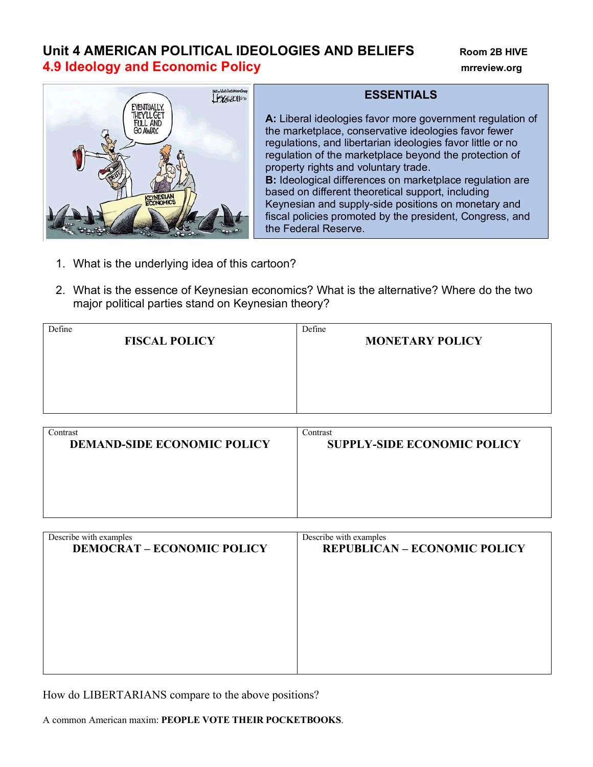# Unit 4 AMERICAN POLITICAL IDEOLOGIES AND BELIEFS

**Room 2B HIVE**

## 4.9 Ideology and Economic Policy

**mrreview.org**

### ESSENTIALS

**A:** Liberal ideologies favor more government regulation of the marketplace, conservative ideologies favor fewer regulations, and libertarian ideologies favor little or no regulation of the marketplace beyond the protection of property rights and voluntary trade.

**B:** Ideological differences on marketplace regulation are based on different theoretical support, including Keynesian and supply-side positions on monetary and fiscal policies promoted by the president, Congress, and the Federal Reserve.

1. What is the underlying idea of this cartoon?
2. What is the essence of Keynesian economics? What is the alternative? Where do the two major political parties stand on Keynesian theory?

| Define<br>**FISCAL POLICY** | Define<br>**MONETARY POLICY** |
| --- | --- |
| | |

| Contrast<br>**DEMAND-SIDE ECONOMIC POLICY** | Contrast<br>**SUPPLY-SIDE ECONOMIC POLICY** |
| --- | --- |
| | |

| Describe with examples<br>**DEMOCRAT – ECONOMIC POLICY** | Describe with examples<br>**REPUBLICAN – ECONOMIC POLICY** |
| --- | --- |
| | |

How do LIBERTARIANS compare to the above positions?

A common American maxim: **PEOPLE VOTE THEIR POCKETBOOKS**.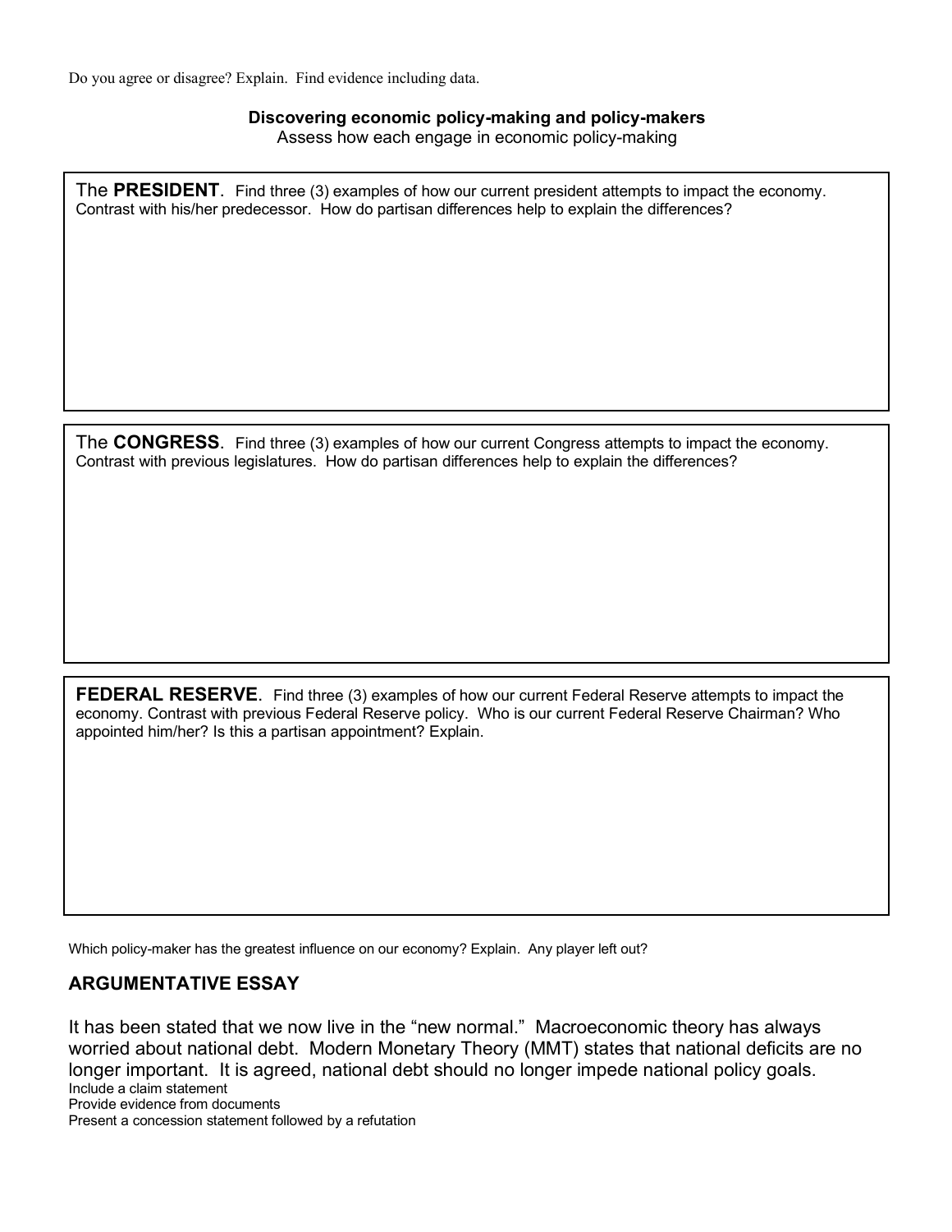Do you agree or disagree? Explain. Find evidence including data.

**Discovering economic policy-making and policy-makers**

Assess how each engage in economic policy-making

The **PRESIDENT**. Find three (3) examples of how our current president attempts to impact the economy. Contrast with his/her predecessor. How do partisan differences help to explain the differences?

The **CONGRESS**. Find three (3) examples of how our current Congress attempts to impact the economy. Contrast with previous legislatures. How do partisan differences help to explain the differences?

**FEDERAL RESERVE**. Find three (3) examples of how our current Federal Reserve attempts to impact the economy. Contrast with previous Federal Reserve policy. Who is our current Federal Reserve Chairman? Who appointed him/her? Is this a partisan appointment? Explain.

Which policy-maker has the greatest influence on our economy? Explain. Any player left out?

## ARGUMENTATIVE ESSAY

It has been stated that we now live in the "new normal." Macroeconomic theory has always worried about national debt. Modern Monetary Theory (MMT) states that national deficits are no longer important. It is agreed, national debt should no longer impede national policy goals.

Include a claim statement
Provide evidence from documents
Present a concession statement followed by a refutation